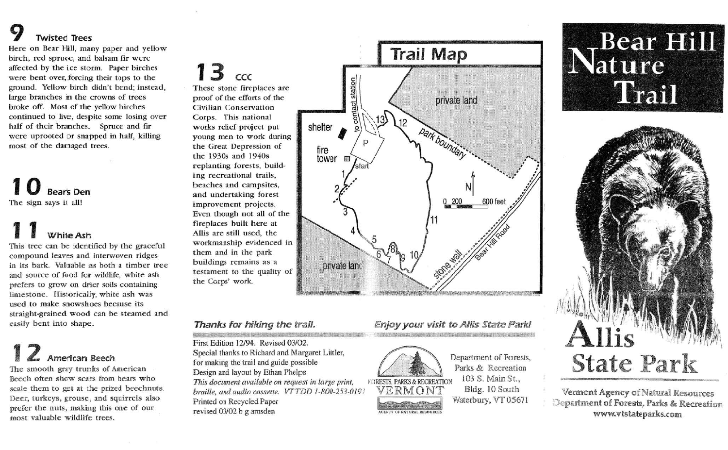## 9 Twisted Trees

Here on Bear Hill, many paper and yellow birch, red spruce, and balsam fir were affected by the ice storm. Paper birches were bent over, forcing their tops to the ground. Yellow birch didn't bend; instead, large branches in the crowns of trees broke off. Most of the yellow birches continued to live, despite some losing over half of their branches. Spruce and fir were uprooted or snapped in half, killing most of the damaged trees.

## 10 Bears Den

The sign says it all!

## 11 White Ash

This tree can be identified by the graceful compound leaves and interwoven ridges in its bark. Valuable as both a timber tree and source of food for wildlife, white ash prefers to grow on drier soils containing limestone. Historically, white ash was used to make snowshoes because its straight-grained wood can be steamed and easily bent into shape.

## 12 American Beech

The smooth gray trunks of American Beech often show scars from bears who scale them to get at the prized beechnuts. Deer, turkeys, grouse, and squirrels also prefer the nuts, making this one of our most valuable wildlife trees.

## 13 CCC

These stone fireplaces are proof of the efforts of the Civilian Conservation Corps. This national works relief project put young men to work during the Great Depression of the 1930s and 1940s replanting forests, building recreational trails, beaches and campsites, and undertaking forest improvement projects. Even though not all of the fireplaces built here at Allis are still used, the workmanship evidenced in them and in the park buildings remains as a testament to the quality of the Corps' work.

## Trail Map

shelter · fire tower · P · start · to contact station · private land · park boundary · stone wall · Bear Hill Road · N · 0 200 600 feet · 1 2 3 4 5 6 7 8 9 10 11 12 13

***Thanks for hiking the trail.*** ***Enjoy your visit to Allis State Park!***

First Edition 12/94. Revised 03/02.
Special thanks to Richard and Margaret Littler, for making the trail and guide possible
Design and layout by Ethan Phelps
*This document available on request in large print, braille, and audio cassette. VT TDD 1-800-253-0191*
Printed on Recycled Paper
revised 03/02 b g amsden

FORESTS, PARKS & RECREATION
VERMONT
AGENCY OF NATURAL RESOURCES

Department of Forests, Parks & Recreation
103 S. Main St.,
Bldg. 10 South
Waterbury, VT 05671

# Bear Hill Nature Trail

# Allis State Park

Vermont Agency of Natural Resources
Department of Forests, Parks & Recreation
www.vtstateparks.com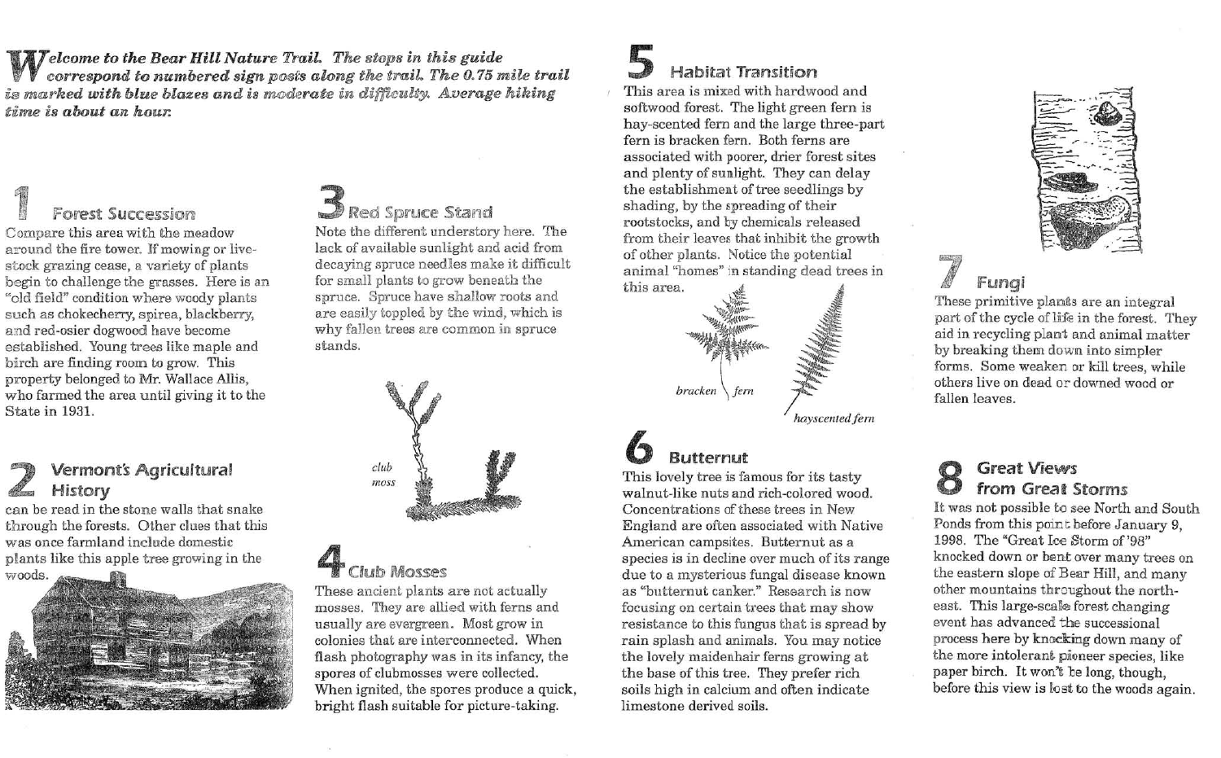*Welcome to the Bear Hill Nature Trail. The stops in this guide correspond to numbered sign posts along the trail. The 0.75 mile trail is marked with blue blazes and is moderate in difficulty. Average hiking time is about an hour.*

## 1 Forest Succession

Compare this area with the meadow around the fire tower. If mowing or livestock grazing cease, a variety of plants begin to challenge the grasses. Here is an "old field" condition where woody plants such as chokecherry, spirea, blackberry, and red-osier dogwood have become established. Young trees like maple and birch are finding room to grow. This property belonged to Mr. Wallace Allis, who farmed the area until giving it to the State in 1931.

## 2 Vermont's Agricultural History

can be read in the stone walls that snake through the forests. Other clues that this was once farmland include domestic plants like this apple tree growing in the woods.

## 3 Red Spruce Stand

Note the different understory here. The lack of available sunlight and acid from decaying spruce needles make it difficult for small plants to grow beneath the spruce. Spruce have shallow roots and are easily toppled by the wind, which is why fallen trees are common in spruce stands.

club moss

## 4 Club Mosses

These ancient plants are not actually mosses. They are allied with ferns and usually are evergreen. Most grow in colonies that are interconnected. When flash photography was in its infancy, the spores of clubmosses were collected. When ignited, the spores produce a quick, bright flash suitable for picture-taking.

## 5 Habitat Transition

This area is mixed with hardwood and softwood forest. The light green fern is hay-scented fern and the large three-part fern is bracken fern. Both ferns are associated with poorer, drier forest sites and plenty of sunlight. They can delay the establishment of tree seedlings by shading, by the spreading of their rootstocks, and by chemicals released from their leaves that inhibit the growth of other plants. Notice the potential animal "homes" in standing dead trees in this area.

bracken fern

hayscented fern

## 6 Butternut

This lovely tree is famous for its tasty walnut-like nuts and rich-colored wood. Concentrations of these trees in New England are often associated with Native American campsites. Butternut as a species is in decline over much of its range due to a mysterious fungal disease known as "butternut canker." Research is now focusing on certain trees that may show resistance to this fungus that is spread by rain splash and animals. You may notice the lovely maidenhair ferns growing at the base of this tree. They prefer rich soils high in calcium and often indicate limestone derived soils.

## 7 Fungi

These primitive plants are an integral part of the cycle of life in the forest. They aid in recycling plant and animal matter by breaking them down into simpler forms. Some weaken or kill trees, while others live on dead or downed wood or fallen leaves.

## 8 Great Views from Great Storms

It was not possible to see North and South Ponds from this point before January 9, 1998. The "Great Ice Storm of '98" knocked down or bent over many trees on the eastern slope of Bear Hill, and many other mountains throughout the northeast. This large-scale forest changing event has advanced the successional process here by knocking down many of the more intolerant pioneer species, like paper birch. It won't be long, though, before this view is lost to the woods again.